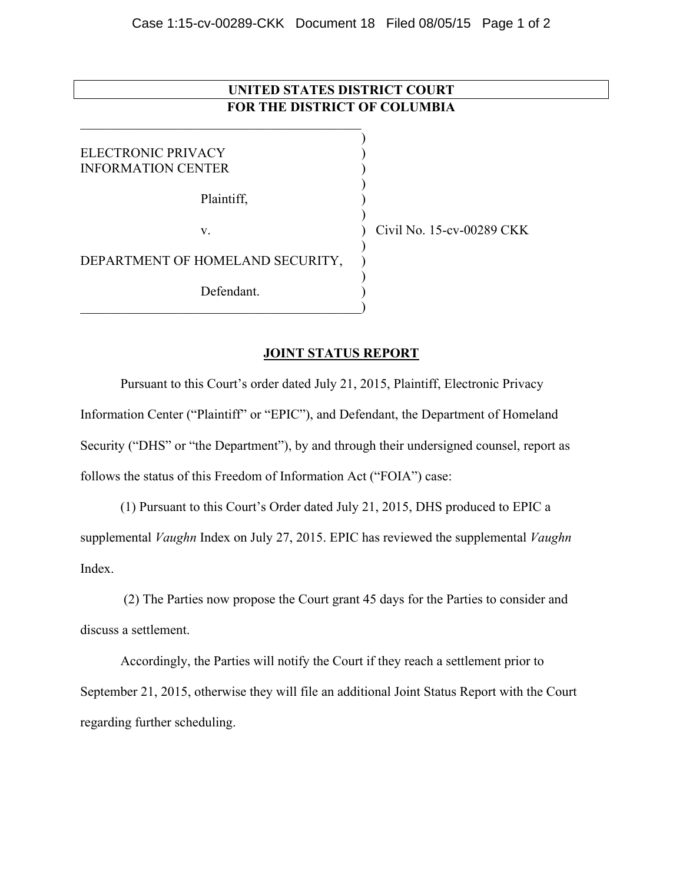**UNITED STATES DISTRICT COURT**
**FOR THE DISTRICT OF COLUMBIA**

| | | |
|---|---|---|
| ELECTRONIC PRIVACY INFORMATION CENTER | ) | |
| Plaintiff, | ) | |
| v. | ) | Civil No. 15-cv-00289 CKK |
| DEPARTMENT OF HOMELAND SECURITY, | ) | |
| Defendant. | ) | |

## JOINT STATUS REPORT

Pursuant to this Court's order dated July 21, 2015, Plaintiff, Electronic Privacy Information Center ("Plaintiff" or "EPIC"), and Defendant, the Department of Homeland Security ("DHS" or "the Department"), by and through their undersigned counsel, report as follows the status of this Freedom of Information Act ("FOIA") case:

(1) Pursuant to this Court's Order dated July 21, 2015, DHS produced to EPIC a supplemental *Vaughn* Index on July 27, 2015. EPIC has reviewed the supplemental *Vaughn* Index.

(2) The Parties now propose the Court grant 45 days for the Parties to consider and discuss a settlement.

Accordingly, the Parties will notify the Court if they reach a settlement prior to September 21, 2015, otherwise they will file an additional Joint Status Report with the Court regarding further scheduling.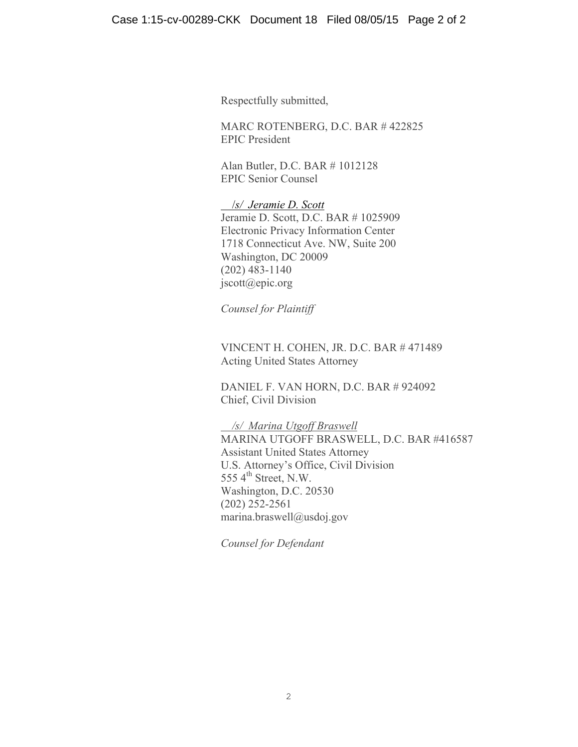Respectfully submitted,

MARC ROTENBERG, D.C. BAR # 422825
EPIC President

Alan Butler, D.C. BAR # 1012128
EPIC Senior Counsel

/s/ *Jeramie D. Scott*
Jeramie D. Scott, D.C. BAR # 1025909
Electronic Privacy Information Center
1718 Connecticut Ave. NW, Suite 200
Washington, DC 20009
(202) 483-1140
jscott@epic.org

*Counsel for Plaintiff*

VINCENT H. COHEN, JR. D.C. BAR # 471489
Acting United States Attorney

DANIEL F. VAN HORN, D.C. BAR # 924092
Chief, Civil Division

*/s/ Marina Utgoff Braswell*
MARINA UTGOFF BRASWELL, D.C. BAR #416587
Assistant United States Attorney
U.S. Attorney's Office, Civil Division
555 4th Street, N.W.
Washington, D.C. 20530
(202) 252-2561
marina.braswell@usdoj.gov

*Counsel for Defendant*